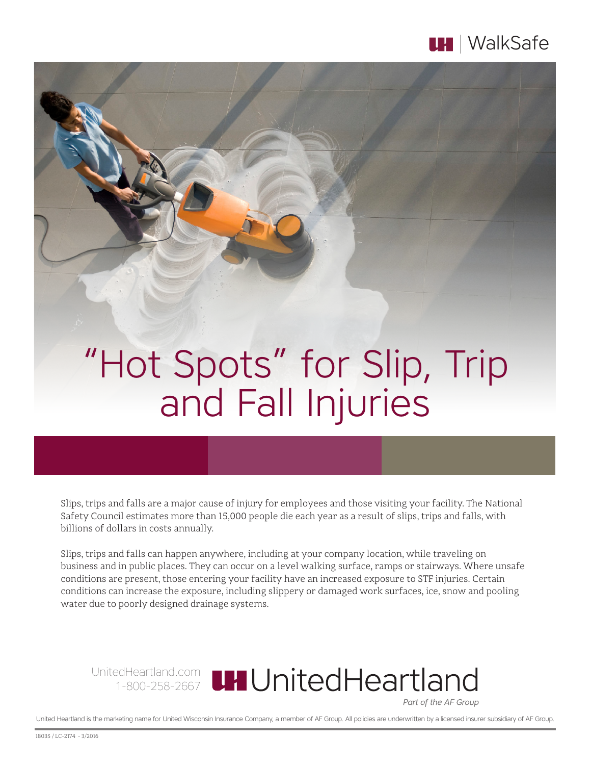UH | WalkSafe

# "Hot Spots" for Slip, Trip and Fall Injuries

Slips, trips and falls are a major cause of injury for employees and those visiting your facility. The National Safety Council estimates more than 15,000 people die each year as a result of slips, trips and falls, with billions of dollars in costs annually.

Slips, trips and falls can happen anywhere, including at your company location, while traveling on business and in public places. They can occur on a level walking surface, ramps or stairways. Where unsafe conditions are present, those entering your facility have an increased exposure to STF injuries. Certain conditions can increase the exposure, including slippery or damaged work surfaces, ice, snow and pooling water due to poorly designed drainage systems.

UnitedHeartland.com
1-800-258-2667

UH UnitedHeartland
*Part of the AF Group*

United Heartland is the marketing name for United Wisconsin Insurance Company, a member of AF Group. All policies are underwritten by a licensed insurer subsidiary of AF Group.

18035 / LC-2174 - 3/2016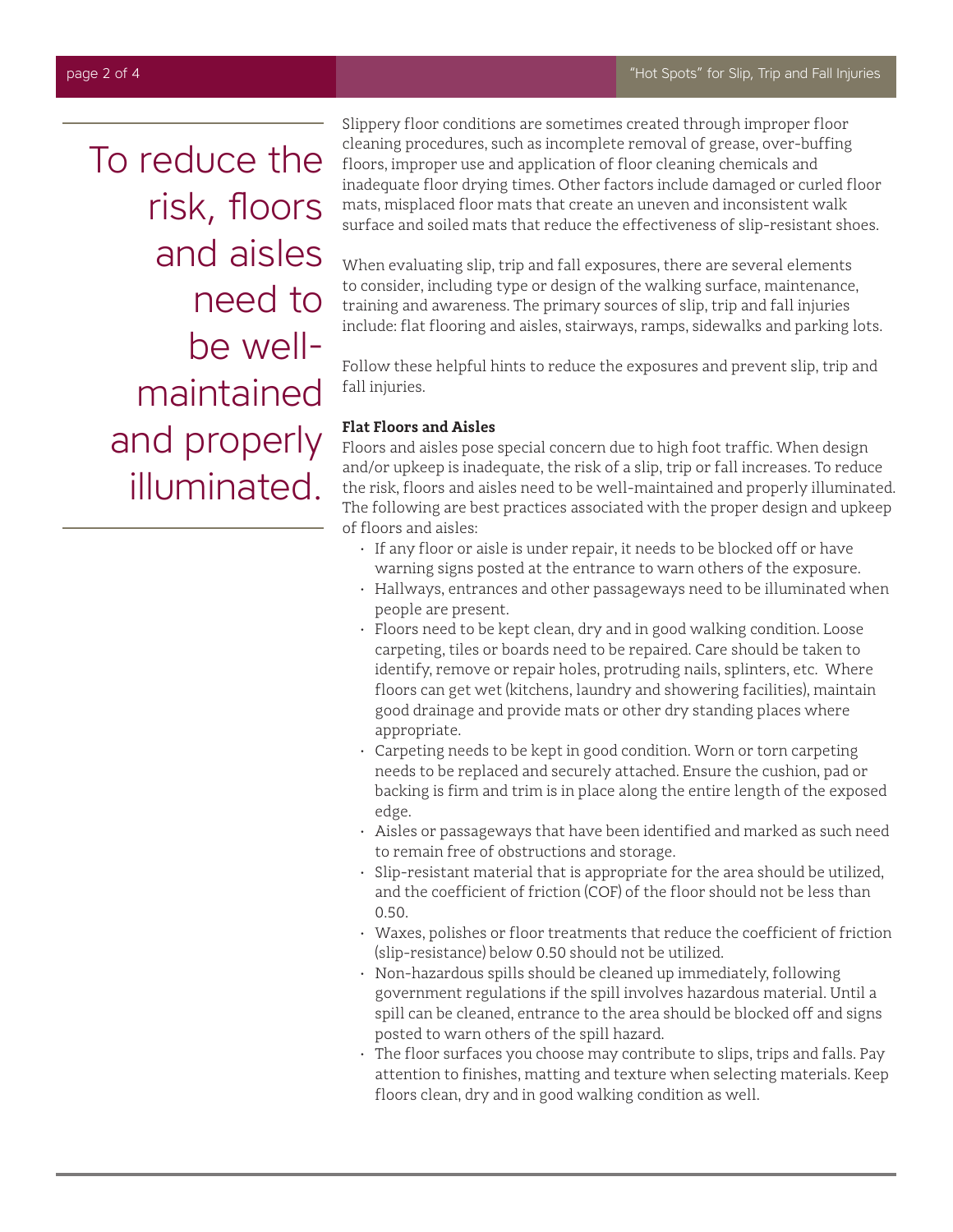> To reduce the risk, floors and aisles need to be well-maintained and properly illuminated.

Slippery floor conditions are sometimes created through improper floor cleaning procedures, such as incomplete removal of grease, over-buffing floors, improper use and application of floor cleaning chemicals and inadequate floor drying times. Other factors include damaged or curled floor mats, misplaced floor mats that create an uneven and inconsistent walk surface and soiled mats that reduce the effectiveness of slip-resistant shoes.

When evaluating slip, trip and fall exposures, there are several elements to consider, including type or design of the walking surface, maintenance, training and awareness. The primary sources of slip, trip and fall injuries include: flat flooring and aisles, stairways, ramps, sidewalks and parking lots.

Follow these helpful hints to reduce the exposures and prevent slip, trip and fall injuries.

**Flat Floors and Aisles**

Floors and aisles pose special concern due to high foot traffic. When design and/or upkeep is inadequate, the risk of a slip, trip or fall increases. To reduce the risk, floors and aisles need to be well-maintained and properly illuminated. The following are best practices associated with the proper design and upkeep of floors and aisles:

- If any floor or aisle is under repair, it needs to be blocked off or have warning signs posted at the entrance to warn others of the exposure.
- Hallways, entrances and other passageways need to be illuminated when people are present.
- Floors need to be kept clean, dry and in good walking condition. Loose carpeting, tiles or boards need to be repaired. Care should be taken to identify, remove or repair holes, protruding nails, splinters, etc. Where floors can get wet (kitchens, laundry and showering facilities), maintain good drainage and provide mats or other dry standing places where appropriate.
- Carpeting needs to be kept in good condition. Worn or torn carpeting needs to be replaced and securely attached. Ensure the cushion, pad or backing is firm and trim is in place along the entire length of the exposed edge.
- Aisles or passageways that have been identified and marked as such need to remain free of obstructions and storage.
- Slip-resistant material that is appropriate for the area should be utilized, and the coefficient of friction (COF) of the floor should not be less than 0.50.
- Waxes, polishes or floor treatments that reduce the coefficient of friction (slip-resistance) below 0.50 should not be utilized.
- Non-hazardous spills should be cleaned up immediately, following government regulations if the spill involves hazardous material. Until a spill can be cleaned, entrance to the area should be blocked off and signs posted to warn others of the spill hazard.
- The floor surfaces you choose may contribute to slips, trips and falls. Pay attention to finishes, matting and texture when selecting materials. Keep floors clean, dry and in good walking condition as well.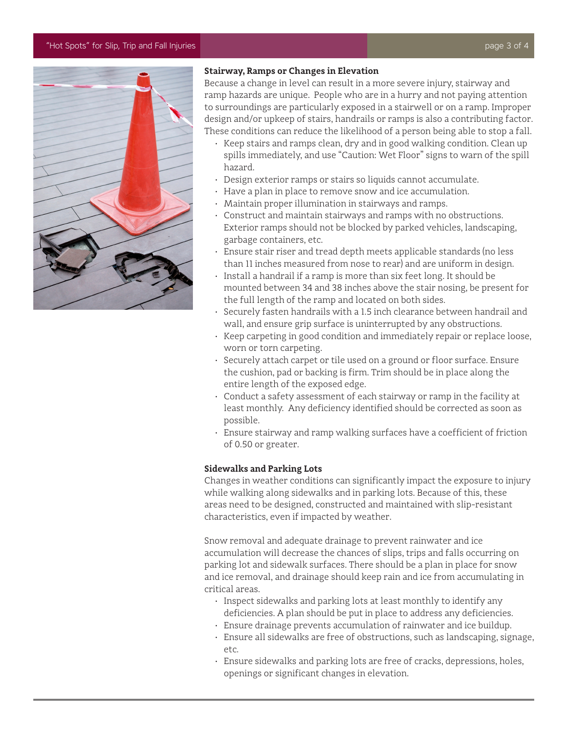### Stairway, Ramps or Changes in Elevation

Because a change in level can result in a more severe injury, stairway and ramp hazards are unique. People who are in a hurry and not paying attention to surroundings are particularly exposed in a stairwell or on a ramp. Improper design and/or upkeep of stairs, handrails or ramps is also a contributing factor. These conditions can reduce the likelihood of a person being able to stop a fall.

- Keep stairs and ramps clean, dry and in good walking condition. Clean up spills immediately, and use "Caution: Wet Floor" signs to warn of the spill hazard.
- Design exterior ramps or stairs so liquids cannot accumulate.
- Have a plan in place to remove snow and ice accumulation.
- Maintain proper illumination in stairways and ramps.
- Construct and maintain stairways and ramps with no obstructions. Exterior ramps should not be blocked by parked vehicles, landscaping, garbage containers, etc.
- Ensure stair riser and tread depth meets applicable standards (no less than 11 inches measured from nose to rear) and are uniform in design.
- Install a handrail if a ramp is more than six feet long. It should be mounted between 34 and 38 inches above the stair nosing, be present for the full length of the ramp and located on both sides.
- Securely fasten handrails with a 1.5 inch clearance between handrail and wall, and ensure grip surface is uninterrupted by any obstructions.
- Keep carpeting in good condition and immediately repair or replace loose, worn or torn carpeting.
- Securely attach carpet or tile used on a ground or floor surface. Ensure the cushion, pad or backing is firm. Trim should be in place along the entire length of the exposed edge.
- Conduct a safety assessment of each stairway or ramp in the facility at least monthly. Any deficiency identified should be corrected as soon as possible.
- Ensure stairway and ramp walking surfaces have a coefficient of friction of 0.50 or greater.

### Sidewalks and Parking Lots

Changes in weather conditions can significantly impact the exposure to injury while walking along sidewalks and in parking lots. Because of this, these areas need to be designed, constructed and maintained with slip-resistant characteristics, even if impacted by weather.

Snow removal and adequate drainage to prevent rainwater and ice accumulation will decrease the chances of slips, trips and falls occurring on parking lot and sidewalk surfaces. There should be a plan in place for snow and ice removal, and drainage should keep rain and ice from accumulating in critical areas.

- Inspect sidewalks and parking lots at least monthly to identify any deficiencies. A plan should be put in place to address any deficiencies.
- Ensure drainage prevents accumulation of rainwater and ice buildup.
- Ensure all sidewalks are free of obstructions, such as landscaping, signage, etc.
- Ensure sidewalks and parking lots are free of cracks, depressions, holes, openings or significant changes in elevation.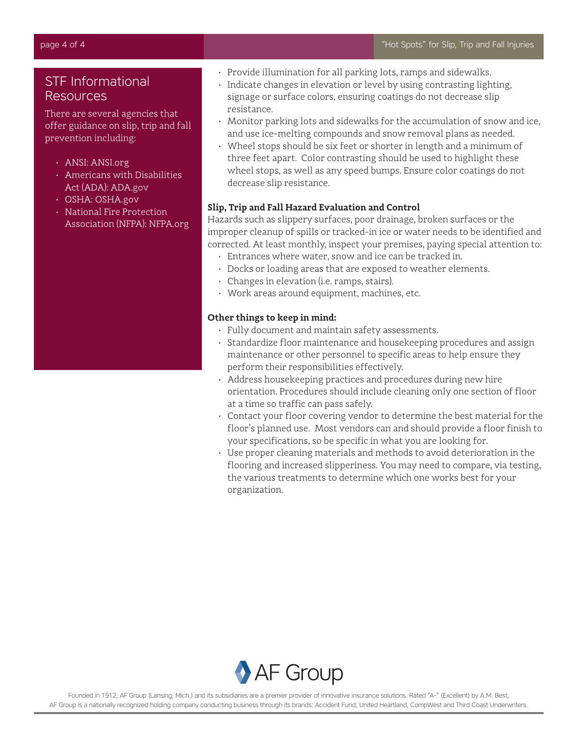## STF Informational Resources

There are several agencies that offer guidance on slip, trip and fall prevention including:

- ANSI: ANSI.org
- Americans with Disabilities Act (ADA): ADA.gov
- OSHA: OSHA.gov
- National Fire Protection Association (NFPA): NFPA.org

- Provide illumination for all parking lots, ramps and sidewalks.
- Indicate changes in elevation or level by using contrasting lighting, signage or surface colors, ensuring coatings do not decrease slip resistance.
- Monitor parking lots and sidewalks for the accumulation of snow and ice, and use ice-melting compounds and snow removal plans as needed.
- Wheel stops should be six feet or shorter in length and a minimum of three feet apart. Color contrasting should be used to highlight these wheel stops, as well as any speed bumps. Ensure color coatings do not decrease slip resistance.

**Slip, Trip and Fall Hazard Evaluation and Control**

Hazards such as slippery surfaces, poor drainage, broken surfaces or the improper cleanup of spills or tracked-in ice or water needs to be identified and corrected. At least monthly, inspect your premises, paying special attention to:

- Entrances where water, snow and ice can be tracked in.
- Docks or loading areas that are exposed to weather elements.
- Changes in elevation (i.e. ramps, stairs).
- Work areas around equipment, machines, etc.

**Other things to keep in mind:**

- Fully document and maintain safety assessments.
- Standardize floor maintenance and housekeeping procedures and assign maintenance or other personnel to specific areas to help ensure they perform their responsibilities effectively.
- Address housekeeping practices and procedures during new hire orientation. Procedures should include cleaning only one section of floor at a time so traffic can pass safely.
- Contact your floor covering vendor to determine the best material for the floor's planned use. Most vendors can and should provide a floor finish to your specifications, so be specific in what you are looking for.
- Use proper cleaning materials and methods to avoid deterioration in the flooring and increased slipperiness. You may need to compare, via testing, the various treatments to determine which one works best for your organization.

AF Group

Founded in 1912, AF Group (Lansing, Mich.) and its subsidiaries are a premier provider of innovative insurance solutions. Rated "A-" (Excellent) by A.M. Best, AF Group is a nationally recognized holding company conducting business through its brands: Accident Fund, United Heartland, CompWest and Third Coast Underwriters.